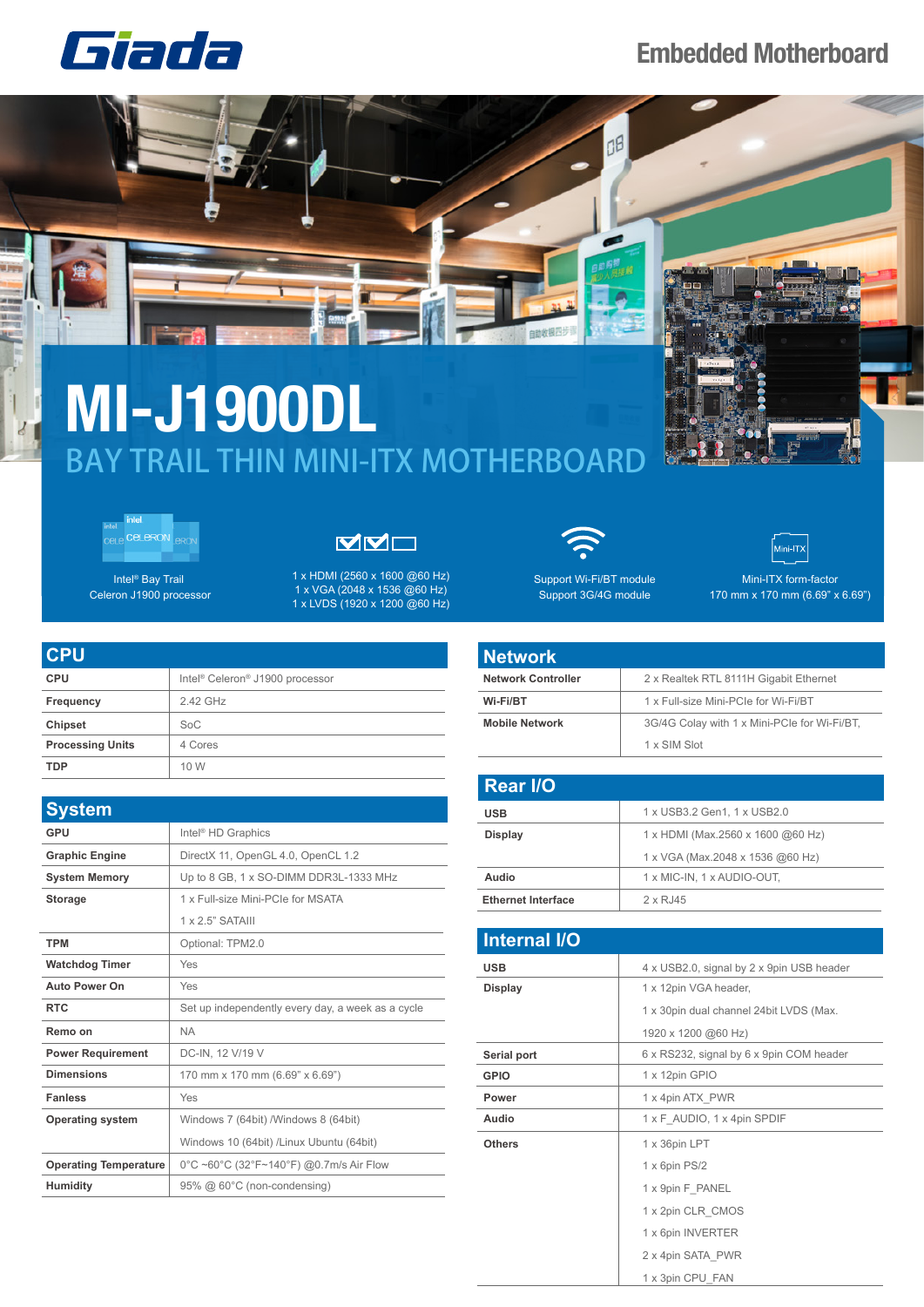Giada

# Embedded Motherboard

# MI-J1900DL

## BAY TRAIL THIN MINI-ITX MOTHERBOARD

Intel® Bay Trail Celeron J1900 processor

1 x HDMI (2560 x 1600 @60 Hz)
1 x VGA (2048 x 1536 @60 Hz)
1 x LVDS (1920 x 1200 @60 Hz)

Support Wi-Fi/BT module
Support 3G/4G module

Mini-ITX form-factor
170 mm x 170 mm (6.69" x 6.69")

## CPU

| | |
|---|---|
| **CPU** | Intel® Celeron® J1900 processor |
| **Frequency** | 2.42 GHz |
| **Chipset** | SoC |
| **Processing Units** | 4 Cores |
| **TDP** | 10 W |

## System

| | |
|---|---|
| **GPU** | Intel® HD Graphics |
| **Graphic Engine** | DirectX 11, OpenGL 4.0, OpenCL 1.2 |
| **System Memory** | Up to 8 GB, 1 x SO-DIMM DDR3L-1333 MHz |
| **Storage** | 1 x Full-size Mini-PCIe for MSATA<br>1 x 2.5" SATAIII |
| **TPM** | Optional: TPM2.0 |
| **Watchdog Timer** | Yes |
| **Auto Power On** | Yes |
| **RTC** | Set up independently every day, a week as a cycle |
| **Remo on** | NA |
| **Power Requirement** | DC-IN, 12 V/19 V |
| **Dimensions** | 170 mm x 170 mm (6.69" x 6.69") |
| **Fanless** | Yes |
| **Operating system** | Windows 7 (64bit) /Windows 8 (64bit)<br>Windows 10 (64bit) /Linux Ubuntu (64bit) |
| **Operating Temperature** | 0°C ~60°C (32°F~140°F) @0.7m/s Air Flow |
| **Humidity** | 95% @ 60°C (non-condensing) |

## Network

| | |
|---|---|
| **Network Controller** | 2 x Realtek RTL 8111H Gigabit Ethernet |
| **Wi-Fi/BT** | 1 x Full-size Mini-PCIe for Wi-Fi/BT |
| **Mobile Network** | 3G/4G Colay with 1 x Mini-PCIe for Wi-Fi/BT,<br>1 x SIM Slot |

## Rear I/O

| | |
|---|---|
| **USB** | 1 x USB3.2 Gen1, 1 x USB2.0 |
| **Display** | 1 x HDMI (Max.2560 x 1600 @60 Hz)<br>1 x VGA (Max.2048 x 1536 @60 Hz) |
| **Audio** | 1 x MIC-IN, 1 x AUDIO-OUT, |
| **Ethernet Interface** | 2 x RJ45 |

## Internal I/O

| | |
|---|---|
| **USB** | 4 x USB2.0, signal by 2 x 9pin USB header |
| **Display** | 1 x 12pin VGA header,<br>1 x 30pin dual channel 24bit LVDS (Max.<br>1920 x 1200 @60 Hz) |
| **Serial port** | 6 x RS232, signal by 6 x 9pin COM header |
| **GPIO** | 1 x 12pin GPIO |
| **Power** | 1 x 4pin ATX_PWR |
| **Audio** | 1 x F_AUDIO, 1 x 4pin SPDIF |
| **Others** | 1 x 36pin LPT<br>1 x 6pin PS/2<br>1 x 9pin F_PANEL<br>1 x 2pin CLR_CMOS<br>1 x 6pin INVERTER<br>2 x 4pin SATA_PWR<br>1 x 3pin CPU_FAN |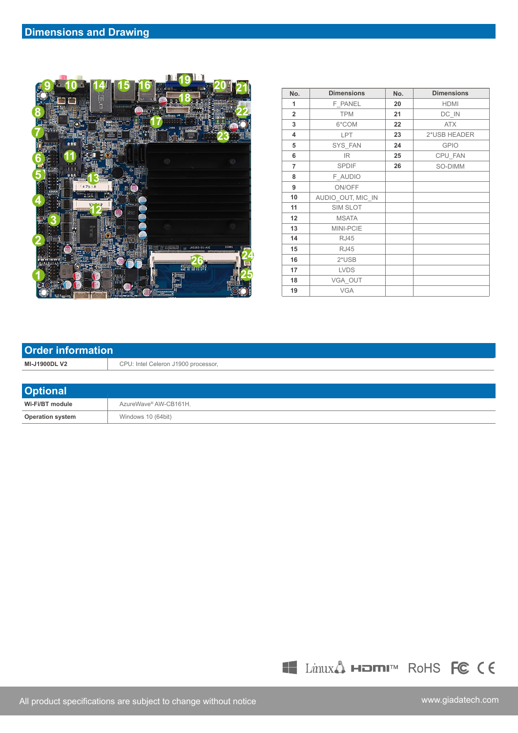## Dimensions and Drawing

| No. | Dimensions | No. | Dimensions |
|---|---|---|---|
| 1 | F_PANEL | 20 | HDMI |
| 2 | TPM | 21 | DC_IN |
| 3 | 6*COM | 22 | ATX |
| 4 | LPT | 23 | 2*USB HEADER |
| 5 | SYS_FAN | 24 | GPIO |
| 6 | IR | 25 | CPU_FAN |
| 7 | SPDIF | 26 | SO-DIMM |
| 8 | F_AUDIO | | |
| 9 | ON/OFF | | |
| 10 | AUDIO_OUT, MIC_IN | | |
| 11 | SIM SLOT | | |
| 12 | MSATA | | |
| 13 | MINI-PCIE | | |
| 14 | RJ45 | | |
| 15 | RJ45 | | |
| 16 | 2*USB | | |
| 17 | LVDS | | |
| 18 | VGA_OUT | | |
| 19 | VGA | | |

## Order information

| | |
|---|---|
| **MI-J1900DL V2** | CPU: Intel Celeron J1900 processor, |

## Optional

| | |
|---|---|
| **Wi-Fi/BT module** | AzureWave® AW-CB161H. |
| **Operation system** | Windows 10 (64bit) |

All product specifications are subject to change without notice

www.giadatech.com